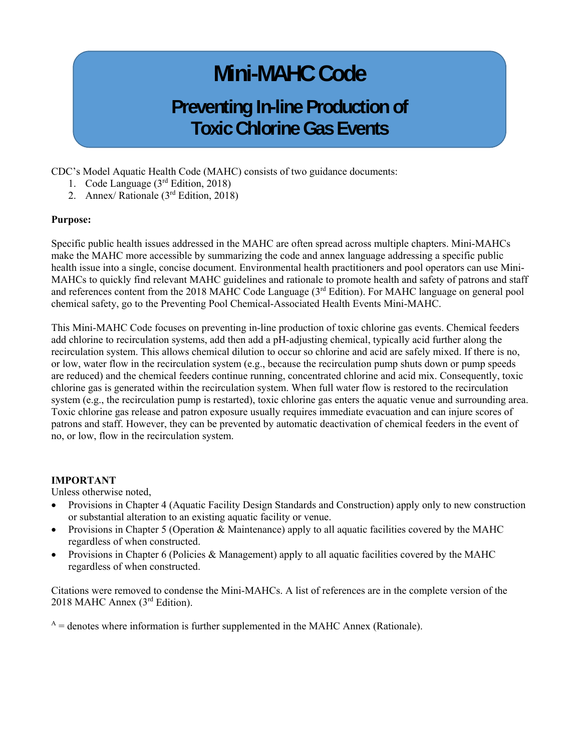# Mini-MAHC Code

## Preventing In-line Production of Toxic Chlorine Gas Events

CDC's Model Aquatic Health Code (MAHC) consists of two guidance documents:

1. Code Language (3rd Edition, 2018)
2. Annex/ Rationale (3rd Edition, 2018)

**Purpose:**

Specific public health issues addressed in the MAHC are often spread across multiple chapters. Mini-MAHCs make the MAHC more accessible by summarizing the code and annex language addressing a specific public health issue into a single, concise document. Environmental health practitioners and pool operators can use Mini-MAHCs to quickly find relevant MAHC guidelines and rationale to promote health and safety of patrons and staff and references content from the 2018 MAHC Code Language (3rd Edition). For MAHC language on general pool chemical safety, go to the Preventing Pool Chemical-Associated Health Events Mini-MAHC.

This Mini-MAHC Code focuses on preventing in-line production of toxic chlorine gas events. Chemical feeders add chlorine to recirculation systems, add then add a pH-adjusting chemical, typically acid further along the recirculation system. This allows chemical dilution to occur so chlorine and acid are safely mixed. If there is no, or low, water flow in the recirculation system (e.g., because the recirculation pump shuts down or pump speeds are reduced) and the chemical feeders continue running, concentrated chlorine and acid mix. Consequently, toxic chlorine gas is generated within the recirculation system. When full water flow is restored to the recirculation system (e.g., the recirculation pump is restarted), toxic chlorine gas enters the aquatic venue and surrounding area. Toxic chlorine gas release and patron exposure usually requires immediate evacuation and can injure scores of patrons and staff. However, they can be prevented by automatic deactivation of chemical feeders in the event of no, or low, flow in the recirculation system.

**IMPORTANT**

Unless otherwise noted,

- Provisions in Chapter 4 (Aquatic Facility Design Standards and Construction) apply only to new construction or substantial alteration to an existing aquatic facility or venue.
- Provisions in Chapter 5 (Operation & Maintenance) apply to all aquatic facilities covered by the MAHC regardless of when constructed.
- Provisions in Chapter 6 (Policies & Management) apply to all aquatic facilities covered by the MAHC regardless of when constructed.

Citations were removed to condense the Mini-MAHCs. A list of references are in the complete version of the 2018 MAHC Annex (3rd Edition).

[A] = denotes where information is further supplemented in the MAHC Annex (Rationale).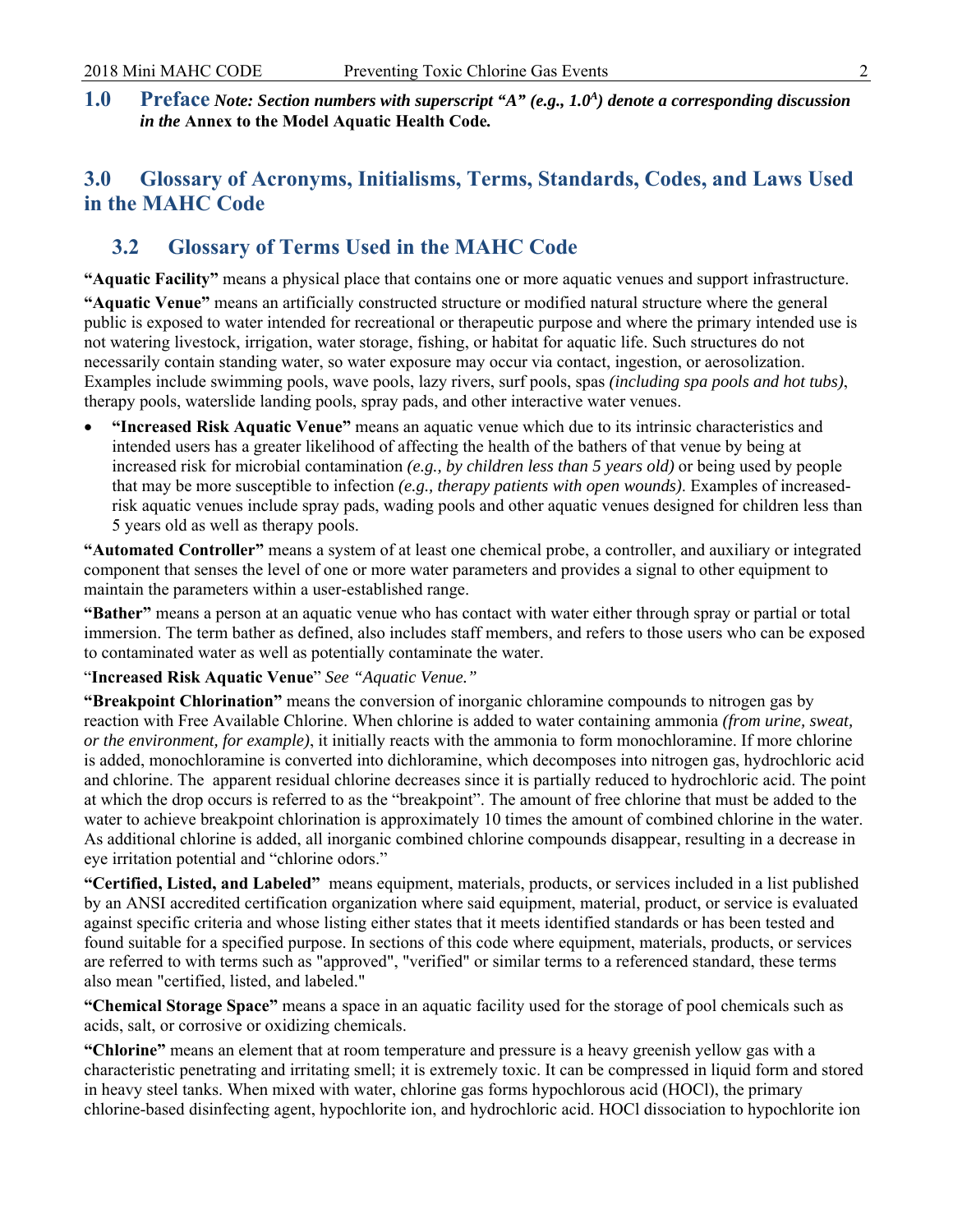# 1.0 Preface *Note: Section numbers with superscript "A" (e.g., 1.0$^A$) denote a corresponding discussion in the* **Annex to the Model Aquatic Health Code.**

# 3.0 Glossary of Acronyms, Initialisms, Terms, Standards, Codes, and Laws Used in the MAHC Code

## 3.2 Glossary of Terms Used in the MAHC Code

**"Aquatic Facility"** means a physical place that contains one or more aquatic venues and support infrastructure.

**"Aquatic Venue"** means an artificially constructed structure or modified natural structure where the general public is exposed to water intended for recreational or therapeutic purpose and where the primary intended use is not watering livestock, irrigation, water storage, fishing, or habitat for aquatic life. Such structures do not necessarily contain standing water, so water exposure may occur via contact, ingestion, or aerosolization. Examples include swimming pools, wave pools, lazy rivers, surf pools, spas *(including spa pools and hot tubs)*, therapy pools, waterslide landing pools, spray pads, and other interactive water venues.

- **"Increased Risk Aquatic Venue"** means an aquatic venue which due to its intrinsic characteristics and intended users has a greater likelihood of affecting the health of the bathers of that venue by being at increased risk for microbial contamination *(e.g., by children less than 5 years old)* or being used by people that may be more susceptible to infection *(e.g., therapy patients with open wounds)*. Examples of increased-risk aquatic venues include spray pads, wading pools and other aquatic venues designed for children less than 5 years old as well as therapy pools.

**"Automated Controller"** means a system of at least one chemical probe, a controller, and auxiliary or integrated component that senses the level of one or more water parameters and provides a signal to other equipment to maintain the parameters within a user-established range.

**"Bather"** means a person at an aquatic venue who has contact with water either through spray or partial or total immersion. The term bather as defined, also includes staff members, and refers to those users who can be exposed to contaminated water as well as potentially contaminate the water.

"**Increased Risk Aquatic Venue**" *See "Aquatic Venue."*

**"Breakpoint Chlorination"** means the conversion of inorganic chloramine compounds to nitrogen gas by reaction with Free Available Chlorine. When chlorine is added to water containing ammonia *(from urine, sweat, or the environment, for example)*, it initially reacts with the ammonia to form monochloramine. If more chlorine is added, monochloramine is converted into dichloramine, which decomposes into nitrogen gas, hydrochloric acid and chlorine. The apparent residual chlorine decreases since it is partially reduced to hydrochloric acid. The point at which the drop occurs is referred to as the "breakpoint". The amount of free chlorine that must be added to the water to achieve breakpoint chlorination is approximately 10 times the amount of combined chlorine in the water. As additional chlorine is added, all inorganic combined chlorine compounds disappear, resulting in a decrease in eye irritation potential and "chlorine odors."

**"Certified, Listed, and Labeled"** means equipment, materials, products, or services included in a list published by an ANSI accredited certification organization where said equipment, material, product, or service is evaluated against specific criteria and whose listing either states that it meets identified standards or has been tested and found suitable for a specified purpose. In sections of this code where equipment, materials, products, or services are referred to with terms such as "approved", "verified" or similar terms to a referenced standard, these terms also mean "certified, listed, and labeled."

**"Chemical Storage Space"** means a space in an aquatic facility used for the storage of pool chemicals such as acids, salt, or corrosive or oxidizing chemicals.

**"Chlorine"** means an element that at room temperature and pressure is a heavy greenish yellow gas with a characteristic penetrating and irritating smell; it is extremely toxic. It can be compressed in liquid form and stored in heavy steel tanks. When mixed with water, chlorine gas forms hypochlorous acid (HOCl), the primary chlorine-based disinfecting agent, hypochlorite ion, and hydrochloric acid. HOCl dissociation to hypochlorite ion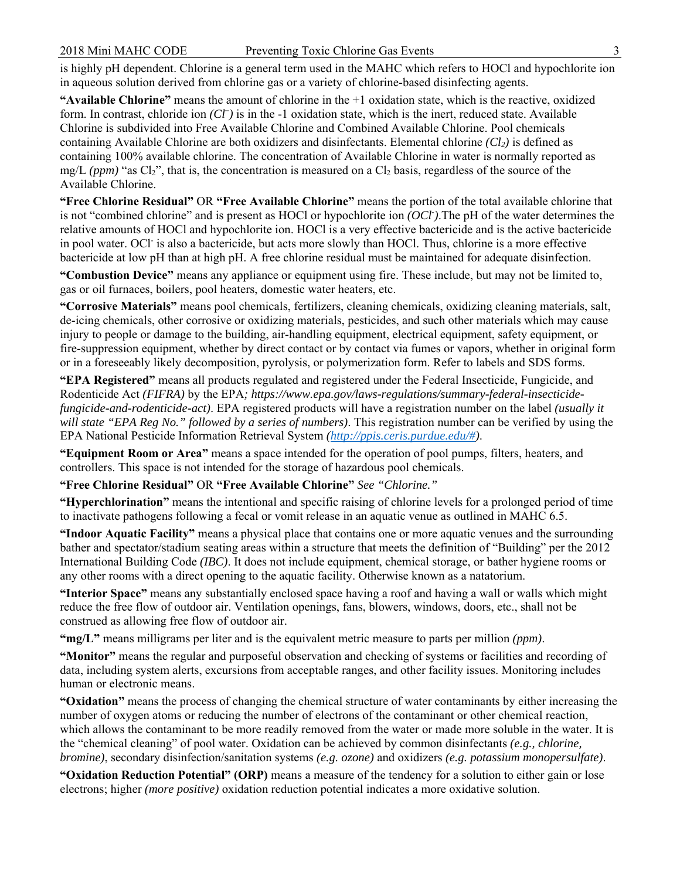is highly pH dependent. Chlorine is a general term used in the MAHC which refers to HOCl and hypochlorite ion in aqueous solution derived from chlorine gas or a variety of chlorine-based disinfecting agents.

**"Available Chlorine"** means the amount of chlorine in the +1 oxidation state, which is the reactive, oxidized form. In contrast, chloride ion *($Cl^-$)* is in the -1 oxidation state, which is the inert, reduced state. Available Chlorine is subdivided into Free Available Chlorine and Combined Available Chlorine. Pool chemicals containing Available Chlorine are both oxidizers and disinfectants. Elemental chlorine *($Cl_2$)* is defined as containing 100% available chlorine. The concentration of Available Chlorine in water is normally reported as mg/L *(ppm)* "as $Cl_2$", that is, the concentration is measured on a $Cl_2$ basis, regardless of the source of the Available Chlorine.

**"Free Chlorine Residual"** OR **"Free Available Chlorine"** means the portion of the total available chlorine that is not "combined chlorine" and is present as HOCl or hypochlorite ion *($OCl^-$)*.The pH of the water determines the relative amounts of HOCl and hypochlorite ion. HOCl is a very effective bactericide and is the active bactericide in pool water. $OCl^-$ is also a bactericide, but acts more slowly than HOCl. Thus, chlorine is a more effective bactericide at low pH than at high pH. A free chlorine residual must be maintained for adequate disinfection.

**"Combustion Device"** means any appliance or equipment using fire. These include, but may not be limited to, gas or oil furnaces, boilers, pool heaters, domestic water heaters, etc.

**"Corrosive Materials"** means pool chemicals, fertilizers, cleaning chemicals, oxidizing cleaning materials, salt, de-icing chemicals, other corrosive or oxidizing materials, pesticides, and such other materials which may cause injury to people or damage to the building, air-handling equipment, electrical equipment, safety equipment, or fire-suppression equipment, whether by direct contact or by contact via fumes or vapors, whether in original form or in a foreseeably likely decomposition, pyrolysis, or polymerization form. Refer to labels and SDS forms.

**"EPA Registered"** means all products regulated and registered under the Federal Insecticide, Fungicide, and Rodenticide Act *(FIFRA)* by the EPA*; https://www.epa.gov/laws-regulations/summary-federal-insecticide-fungicide-and-rodenticide-act)*. EPA registered products will have a registration number on the label *(usually it will state "EPA Reg No." followed by a series of numbers)*. This registration number can be verified by using the EPA National Pesticide Information Retrieval System *([http://ppis.ceris.purdue.edu/#](http://ppis.ceris.purdue.edu/#))*.

**"Equipment Room or Area"** means a space intended for the operation of pool pumps, filters, heaters, and controllers. This space is not intended for the storage of hazardous pool chemicals.

**"Free Chlorine Residual"** OR **"Free Available Chlorine"** *See "Chlorine."*

**"Hyperchlorination"** means the intentional and specific raising of chlorine levels for a prolonged period of time to inactivate pathogens following a fecal or vomit release in an aquatic venue as outlined in MAHC 6.5.

**"Indoor Aquatic Facility"** means a physical place that contains one or more aquatic venues and the surrounding bather and spectator/stadium seating areas within a structure that meets the definition of "Building" per the 2012 International Building Code *(IBC)*. It does not include equipment, chemical storage, or bather hygiene rooms or any other rooms with a direct opening to the aquatic facility. Otherwise known as a natatorium.

**"Interior Space"** means any substantially enclosed space having a roof and having a wall or walls which might reduce the free flow of outdoor air. Ventilation openings, fans, blowers, windows, doors, etc., shall not be construed as allowing free flow of outdoor air.

**"mg/L"** means milligrams per liter and is the equivalent metric measure to parts per million *(ppm)*.

**"Monitor"** means the regular and purposeful observation and checking of systems or facilities and recording of data, including system alerts, excursions from acceptable ranges, and other facility issues. Monitoring includes human or electronic means.

**"Oxidation"** means the process of changing the chemical structure of water contaminants by either increasing the number of oxygen atoms or reducing the number of electrons of the contaminant or other chemical reaction, which allows the contaminant to be more readily removed from the water or made more soluble in the water. It is the "chemical cleaning" of pool water. Oxidation can be achieved by common disinfectants *(e.g., chlorine, bromine)*, secondary disinfection/sanitation systems *(e.g. ozone)* and oxidizers *(e.g. potassium monopersulfate)*.

**"Oxidation Reduction Potential" (ORP)** means a measure of the tendency for a solution to either gain or lose electrons; higher *(more positive)* oxidation reduction potential indicates a more oxidative solution.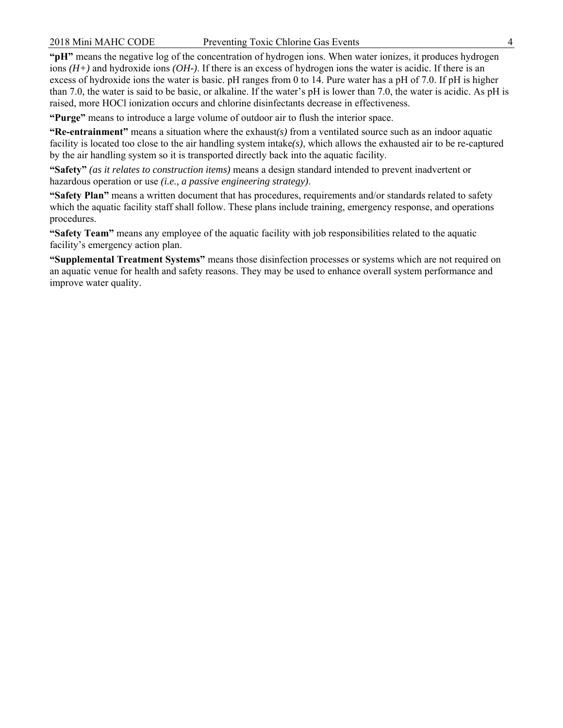**"pH"** means the negative log of the concentration of hydrogen ions. When water ionizes, it produces hydrogen ions *($H^+$)* and hydroxide ions *($OH^-$)*. If there is an excess of hydrogen ions the water is acidic. If there is an excess of hydroxide ions the water is basic. pH ranges from 0 to 14. Pure water has a pH of 7.0. If pH is higher than 7.0, the water is said to be basic, or alkaline. If the water's pH is lower than 7.0, the water is acidic. As pH is raised, more HOCl ionization occurs and chlorine disinfectants decrease in effectiveness.

**"Purge"** means to introduce a large volume of outdoor air to flush the interior space.

**"Re-entrainment"** means a situation where the exhaust*(s)* from a ventilated source such as an indoor aquatic facility is located too close to the air handling system intake*(s)*, which allows the exhausted air to be re-captured by the air handling system so it is transported directly back into the aquatic facility.

**"Safety"** *(as it relates to construction items)* means a design standard intended to prevent inadvertent or hazardous operation or use *(i.e., a passive engineering strategy)*.

**"Safety Plan"** means a written document that has procedures, requirements and/or standards related to safety which the aquatic facility staff shall follow. These plans include training, emergency response, and operations procedures.

**"Safety Team"** means any employee of the aquatic facility with job responsibilities related to the aquatic facility's emergency action plan.

**"Supplemental Treatment Systems"** means those disinfection processes or systems which are not required on an aquatic venue for health and safety reasons. They may be used to enhance overall system performance and improve water quality.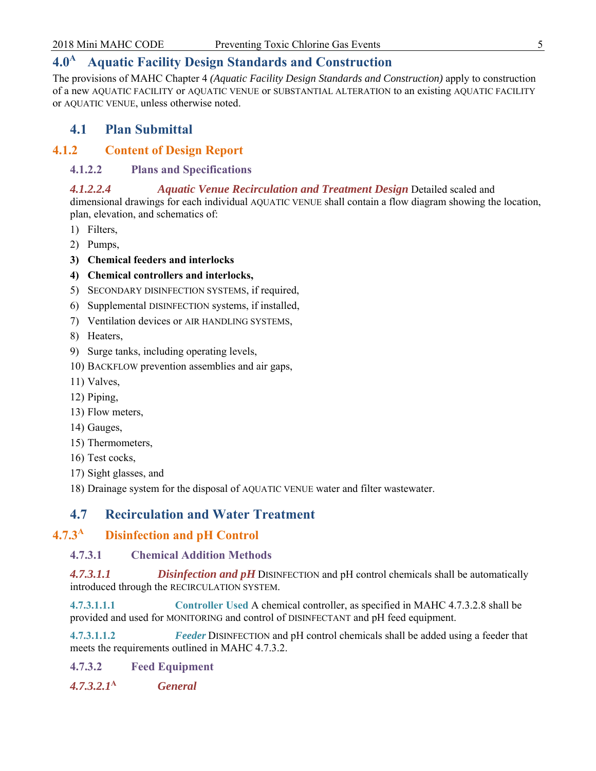# 4.0[A] Aquatic Facility Design Standards and Construction

The provisions of MAHC Chapter 4 *(Aquatic Facility Design Standards and Construction)* apply to construction of a new AQUATIC FACILITY or AQUATIC VENUE or SUBSTANTIAL ALTERATION to an existing AQUATIC FACILITY or AQUATIC VENUE, unless otherwise noted.

## 4.1 Plan Submittal

### 4.1.2 Content of Design Report

#### 4.1.2.2 Plans and Specifications

***4.1.2.2.4 Aquatic Venue Recirculation and Treatment Design*** Detailed scaled and dimensional drawings for each individual AQUATIC VENUE shall contain a flow diagram showing the location, plan, elevation, and schematics of:

1) Filters,
2) Pumps,
3) **Chemical feeders and interlocks**
4) **Chemical controllers and interlocks,**
5) SECONDARY DISINFECTION SYSTEMS, if required,
6) Supplemental DISINFECTION systems, if installed,
7) Ventilation devices or AIR HANDLING SYSTEMS,
8) Heaters,
9) Surge tanks, including operating levels,
10) BACKFLOW prevention assemblies and air gaps,
11) Valves,
12) Piping,
13) Flow meters,
14) Gauges,
15) Thermometers,
16) Test cocks,
17) Sight glasses, and
18) Drainage system for the disposal of AQUATIC VENUE water and filter wastewater.

## 4.7 Recirculation and Water Treatment

### 4.7.3[A] Disinfection and pH Control

#### 4.7.3.1 Chemical Addition Methods

***4.7.3.1.1 Disinfection and pH*** DISINFECTION and pH control chemicals shall be automatically introduced through the RECIRCULATION SYSTEM.

**4.7.3.1.1.1 Controller Used** A chemical controller, as specified in MAHC 4.7.3.2.8 shall be provided and used for MONITORING and control of DISINFECTANT and pH feed equipment.

**4.7.3.1.1.2 *Feeder*** DISINFECTION and pH control chemicals shall be added using a feeder that meets the requirements outlined in MAHC 4.7.3.2.

#### 4.7.3.2 Feed Equipment

***4.7.3.2.1[A] General***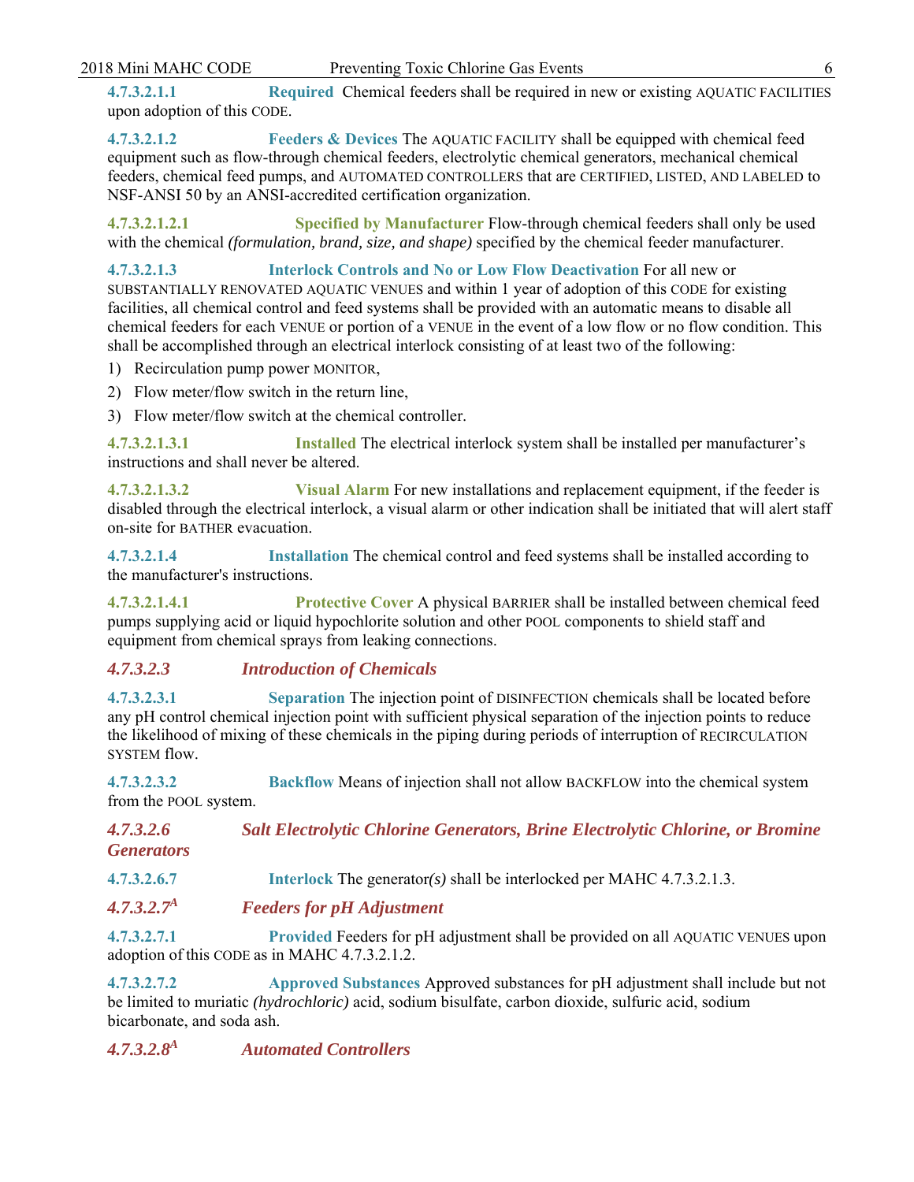**4.7.3.2.1.1** **Required** Chemical feeders shall be required in new or existing AQUATIC FACILITIES upon adoption of this CODE.

**4.7.3.2.1.2** **Feeders & Devices** The AQUATIC FACILITY shall be equipped with chemical feed equipment such as flow-through chemical feeders, electrolytic chemical generators, mechanical chemical feeders, chemical feed pumps, and AUTOMATED CONTROLLERS that are CERTIFIED, LISTED, AND LABELED to NSF-ANSI 50 by an ANSI-accredited certification organization.

**4.7.3.2.1.2.1** **Specified by Manufacturer** Flow-through chemical feeders shall only be used with the chemical *(formulation, brand, size, and shape)* specified by the chemical feeder manufacturer.

**4.7.3.2.1.3** **Interlock Controls and No or Low Flow Deactivation** For all new or SUBSTANTIALLY RENOVATED AQUATIC VENUES and within 1 year of adoption of this CODE for existing facilities, all chemical control and feed systems shall be provided with an automatic means to disable all chemical feeders for each VENUE or portion of a VENUE in the event of a low flow or no flow condition. This shall be accomplished through an electrical interlock consisting of at least two of the following:

1) Recirculation pump power MONITOR,
2) Flow meter/flow switch in the return line,
3) Flow meter/flow switch at the chemical controller.

**4.7.3.2.1.3.1** **Installed** The electrical interlock system shall be installed per manufacturer's instructions and shall never be altered.

**4.7.3.2.1.3.2** **Visual Alarm** For new installations and replacement equipment, if the feeder is disabled through the electrical interlock, a visual alarm or other indication shall be initiated that will alert staff on-site for BATHER evacuation.

**4.7.3.2.1.4** **Installation** The chemical control and feed systems shall be installed according to the manufacturer's instructions.

**4.7.3.2.1.4.1** **Protective Cover** A physical BARRIER shall be installed between chemical feed pumps supplying acid or liquid hypochlorite solution and other POOL components to shield staff and equipment from chemical sprays from leaking connections.

### *4.7.3.2.3 Introduction of Chemicals*

**4.7.3.2.3.1** **Separation** The injection point of DISINFECTION chemicals shall be located before any pH control chemical injection point with sufficient physical separation of the injection points to reduce the likelihood of mixing of these chemicals in the piping during periods of interruption of RECIRCULATION SYSTEM flow.

**4.7.3.2.3.2** **Backflow** Means of injection shall not allow BACKFLOW into the chemical system from the POOL system.

### *4.7.3.2.6 Salt Electrolytic Chlorine Generators, Brine Electrolytic Chlorine, or Bromine Generators*

**4.7.3.2.6.7** **Interlock** The generator*(s)* shall be interlocked per MAHC 4.7.3.2.1.3.

### *4.7.3.2.7[A] Feeders for pH Adjustment*

**4.7.3.2.7.1** **Provided** Feeders for pH adjustment shall be provided on all AQUATIC VENUES upon adoption of this CODE as in MAHC 4.7.3.2.1.2.

**4.7.3.2.7.2** **Approved Substances** Approved substances for pH adjustment shall include but not be limited to muriatic *(hydrochloric)* acid, sodium bisulfate, carbon dioxide, sulfuric acid, sodium bicarbonate, and soda ash.

### *4.7.3.2.8[A] Automated Controllers*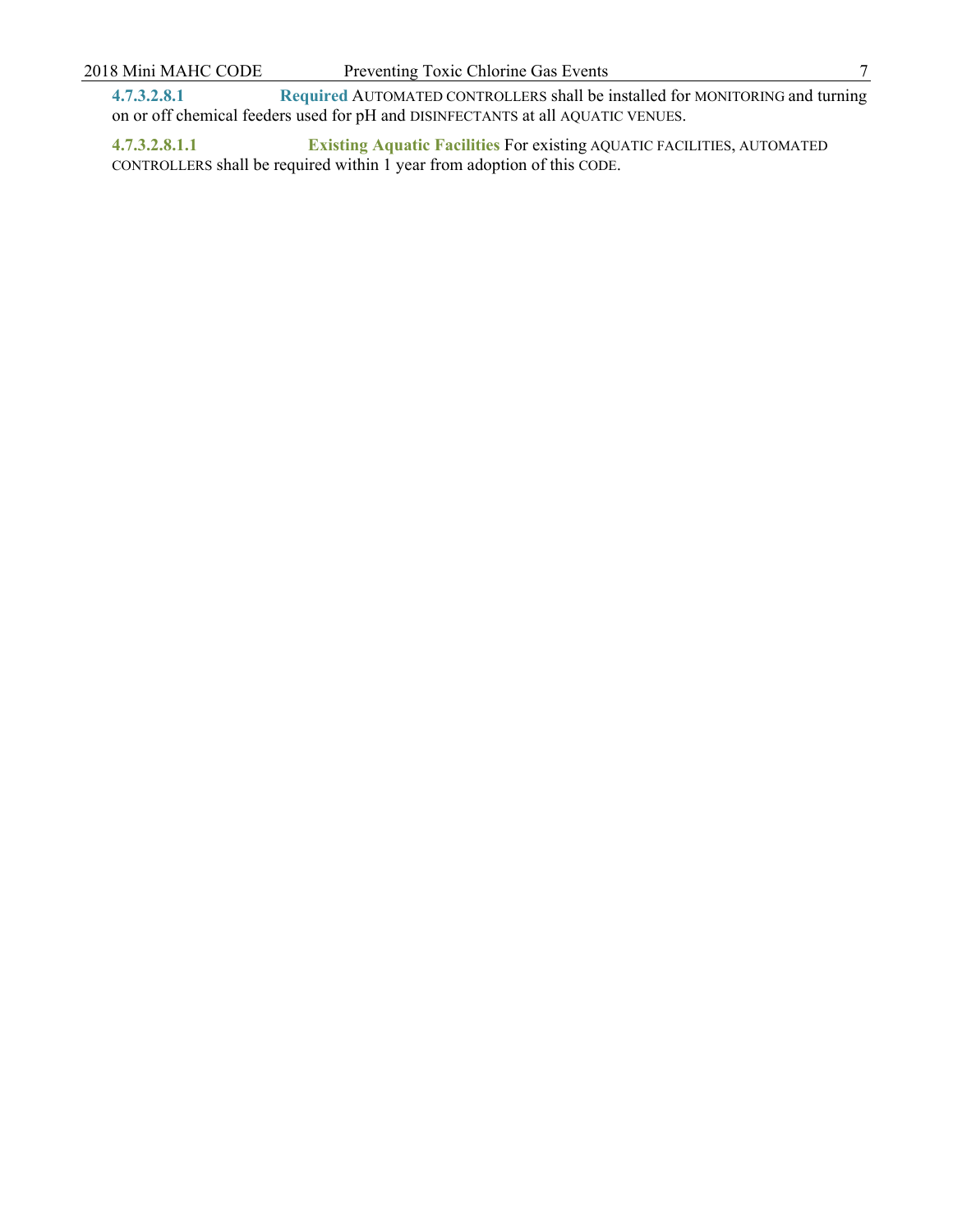**4.7.3.2.8.1 Required** AUTOMATED CONTROLLERS shall be installed for MONITORING and turning on or off chemical feeders used for pH and DISINFECTANTS at all AQUATIC VENUES.

**4.7.3.2.8.1.1 Existing Aquatic Facilities** For existing AQUATIC FACILITIES, AUTOMATED CONTROLLERS shall be required within 1 year from adoption of this CODE.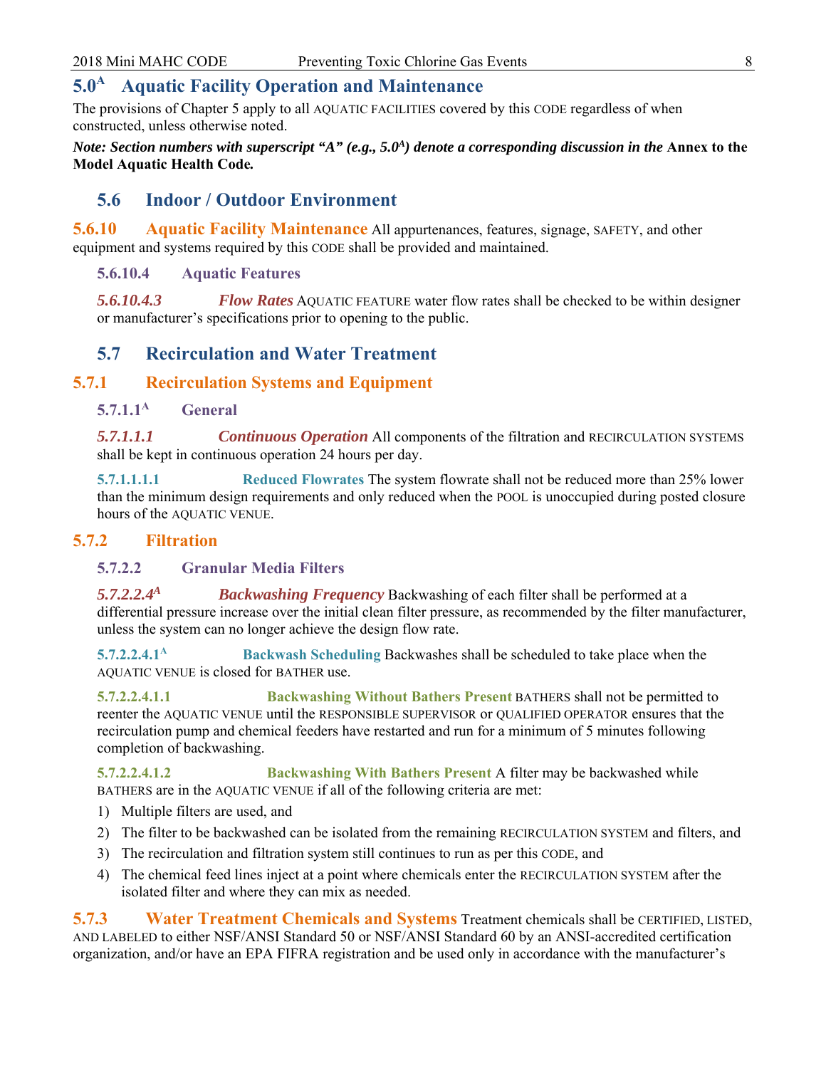# 5.0[A] Aquatic Facility Operation and Maintenance

The provisions of Chapter 5 apply to all AQUATIC FACILITIES covered by this CODE regardless of when constructed, unless otherwise noted.

***Note: Section numbers with superscript "A" (e.g., 5.0[A]) denote a corresponding discussion in the* Annex to the Model Aquatic Health Code.**

## 5.6 Indoor / Outdoor Environment

### 5.6.10 Aquatic Facility Maintenance

All appurtenances, features, signage, SAFETY, and other equipment and systems required by this CODE shall be provided and maintained.

#### 5.6.10.4 Aquatic Features

***5.6.10.4.3 Flow Rates*** AQUATIC FEATURE water flow rates shall be checked to be within designer or manufacturer's specifications prior to opening to the public.

## 5.7 Recirculation and Water Treatment

### 5.7.1 Recirculation Systems and Equipment

#### 5.7.1.1[A] General

***5.7.1.1.1 Continuous Operation*** All components of the filtration and RECIRCULATION SYSTEMS shall be kept in continuous operation 24 hours per day.

**5.7.1.1.1.1 Reduced Flowrates** The system flowrate shall not be reduced more than 25% lower than the minimum design requirements and only reduced when the POOL is unoccupied during posted closure hours of the AQUATIC VENUE.

### 5.7.2 Filtration

#### 5.7.2.2 Granular Media Filters

***5.7.2.2.4[A] Backwashing Frequency*** Backwashing of each filter shall be performed at a differential pressure increase over the initial clean filter pressure, as recommended by the filter manufacturer, unless the system can no longer achieve the design flow rate.

**5.7.2.2.4.1[A] Backwash Scheduling** Backwashes shall be scheduled to take place when the AQUATIC VENUE is closed for BATHER use.

**5.7.2.2.4.1.1 Backwashing Without Bathers Present** BATHERS shall not be permitted to reenter the AQUATIC VENUE until the RESPONSIBLE SUPERVISOR or QUALIFIED OPERATOR ensures that the recirculation pump and chemical feeders have restarted and run for a minimum of 5 minutes following completion of backwashing.

**5.7.2.2.4.1.2 Backwashing With Bathers Present** A filter may be backwashed while BATHERS are in the AQUATIC VENUE if all of the following criteria are met:

1) Multiple filters are used, and
2) The filter to be backwashed can be isolated from the remaining RECIRCULATION SYSTEM and filters, and
3) The recirculation and filtration system still continues to run as per this CODE, and
4) The chemical feed lines inject at a point where chemicals enter the RECIRCULATION SYSTEM after the isolated filter and where they can mix as needed.

### 5.7.3 Water Treatment Chemicals and Systems

Treatment chemicals shall be CERTIFIED, LISTED, AND LABELED to either NSF/ANSI Standard 50 or NSF/ANSI Standard 60 by an ANSI-accredited certification organization, and/or have an EPA FIFRA registration and be used only in accordance with the manufacturer's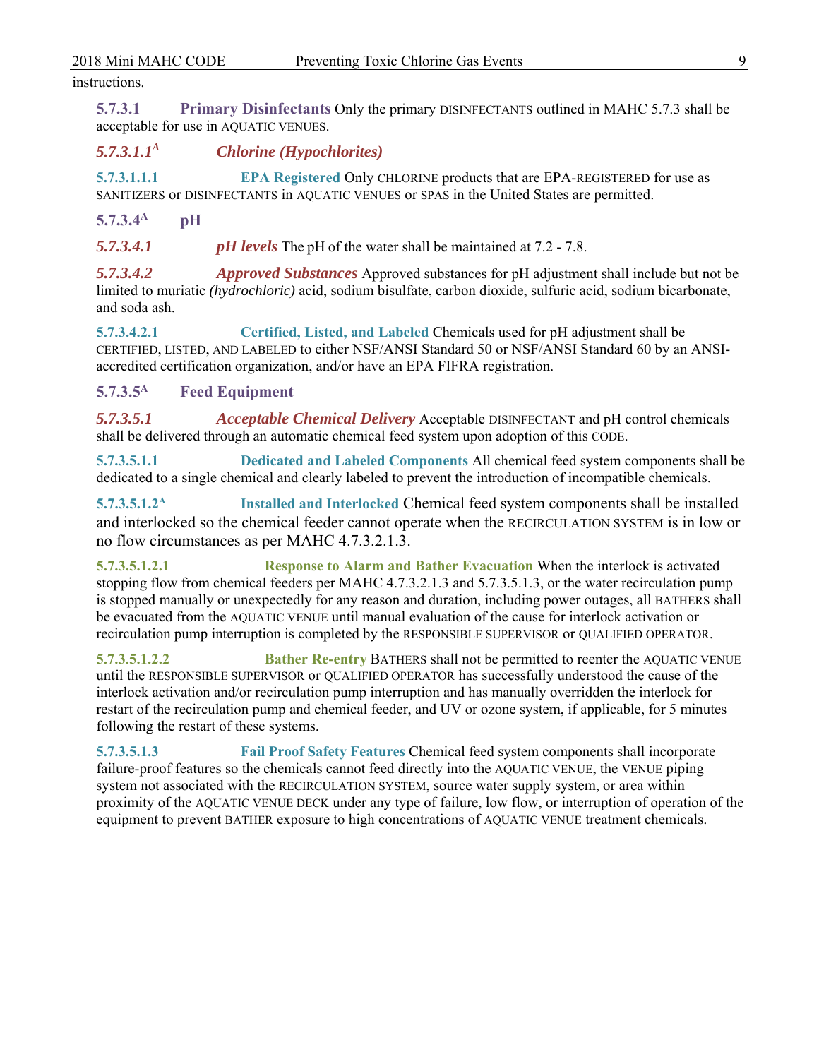instructions.

**5.7.3.1 Primary Disinfectants** Only the primary DISINFECTANTS outlined in MAHC 5.7.3 shall be acceptable for use in AQUATIC VENUES.

***5.7.3.1.1[A] Chlorine (Hypochlorites)***

**5.7.3.1.1.1 EPA Registered** Only CHLORINE products that are EPA-REGISTERED for use as SANITIZERS or DISINFECTANTS in AQUATIC VENUES or SPAS in the United States are permitted.

**5.7.3.4[A] pH**

***5.7.3.4.1 pH levels*** The pH of the water shall be maintained at 7.2 - 7.8.

***5.7.3.4.2 Approved Substances*** Approved substances for pH adjustment shall include but not be limited to muriatic *(hydrochloric)* acid, sodium bisulfate, carbon dioxide, sulfuric acid, sodium bicarbonate, and soda ash.

**5.7.3.4.2.1 Certified, Listed, and Labeled** Chemicals used for pH adjustment shall be CERTIFIED, LISTED, AND LABELED to either NSF/ANSI Standard 50 or NSF/ANSI Standard 60 by an ANSI-accredited certification organization, and/or have an EPA FIFRA registration.

**5.7.3.5[A] Feed Equipment**

***5.7.3.5.1 Acceptable Chemical Delivery*** Acceptable DISINFECTANT and pH control chemicals shall be delivered through an automatic chemical feed system upon adoption of this CODE.

**5.7.3.5.1.1 Dedicated and Labeled Components** All chemical feed system components shall be dedicated to a single chemical and clearly labeled to prevent the introduction of incompatible chemicals.

**5.7.3.5.1.2[A] Installed and Interlocked** Chemical feed system components shall be installed and interlocked so the chemical feeder cannot operate when the RECIRCULATION SYSTEM is in low or no flow circumstances as per MAHC 4.7.3.2.1.3.

**5.7.3.5.1.2.1 Response to Alarm and Bather Evacuation** When the interlock is activated stopping flow from chemical feeders per MAHC 4.7.3.2.1.3 and 5.7.3.5.1.3, or the water recirculation pump is stopped manually or unexpectedly for any reason and duration, including power outages, all BATHERS shall be evacuated from the AQUATIC VENUE until manual evaluation of the cause for interlock activation or recirculation pump interruption is completed by the RESPONSIBLE SUPERVISOR or QUALIFIED OPERATOR.

**5.7.3.5.1.2.2 Bather Re-entry** BATHERS shall not be permitted to reenter the AQUATIC VENUE until the RESPONSIBLE SUPERVISOR or QUALIFIED OPERATOR has successfully understood the cause of the interlock activation and/or recirculation pump interruption and has manually overridden the interlock for restart of the recirculation pump and chemical feeder, and UV or ozone system, if applicable, for 5 minutes following the restart of these systems.

**5.7.3.5.1.3 Fail Proof Safety Features** Chemical feed system components shall incorporate failure-proof features so the chemicals cannot feed directly into the AQUATIC VENUE, the VENUE piping system not associated with the RECIRCULATION SYSTEM, source water supply system, or area within proximity of the AQUATIC VENUE DECK under any type of failure, low flow, or interruption of operation of the equipment to prevent BATHER exposure to high concentrations of AQUATIC VENUE treatment chemicals.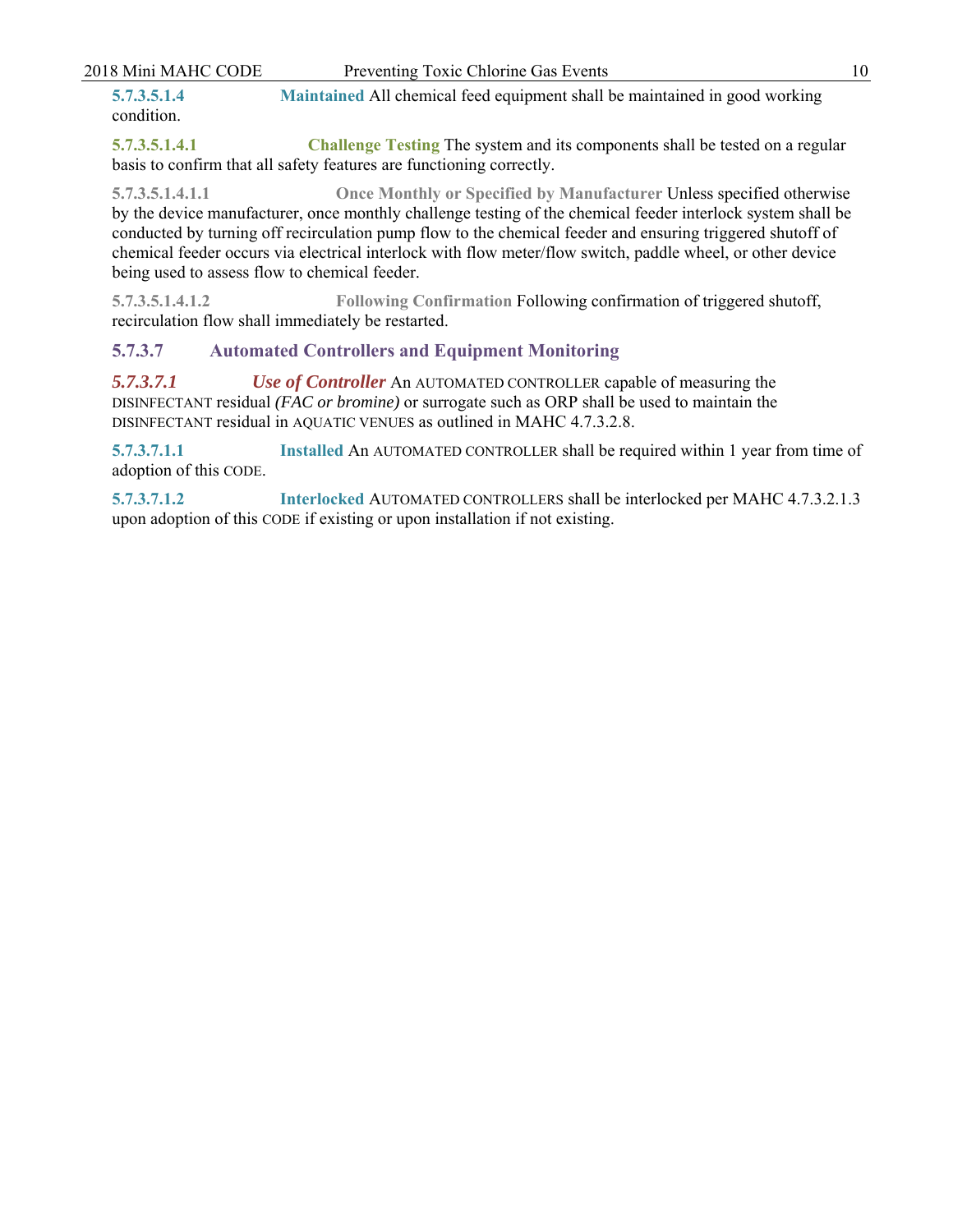**5.7.3.5.1.4** **Maintained** All chemical feed equipment shall be maintained in good working condition.

**5.7.3.5.1.4.1** **Challenge Testing** The system and its components shall be tested on a regular basis to confirm that all safety features are functioning correctly.

**5.7.3.5.1.4.1.1** **Once Monthly or Specified by Manufacturer** Unless specified otherwise by the device manufacturer, once monthly challenge testing of the chemical feeder interlock system shall be conducted by turning off recirculation pump flow to the chemical feeder and ensuring triggered shutoff of chemical feeder occurs via electrical interlock with flow meter/flow switch, paddle wheel, or other device being used to assess flow to chemical feeder.

**5.7.3.5.1.4.1.2** **Following Confirmation** Following confirmation of triggered shutoff, recirculation flow shall immediately be restarted.

### 5.7.3.7 Automated Controllers and Equipment Monitoring

***5.7.3.7.1*** ***Use of Controller*** An AUTOMATED CONTROLLER capable of measuring the DISINFECTANT residual *(FAC or bromine)* or surrogate such as ORP shall be used to maintain the DISINFECTANT residual in AQUATIC VENUES as outlined in MAHC 4.7.3.2.8.

**5.7.3.7.1.1** **Installed** An AUTOMATED CONTROLLER shall be required within 1 year from time of adoption of this CODE.

**5.7.3.7.1.2** **Interlocked** AUTOMATED CONTROLLERS shall be interlocked per MAHC 4.7.3.2.1.3 upon adoption of this CODE if existing or upon installation if not existing.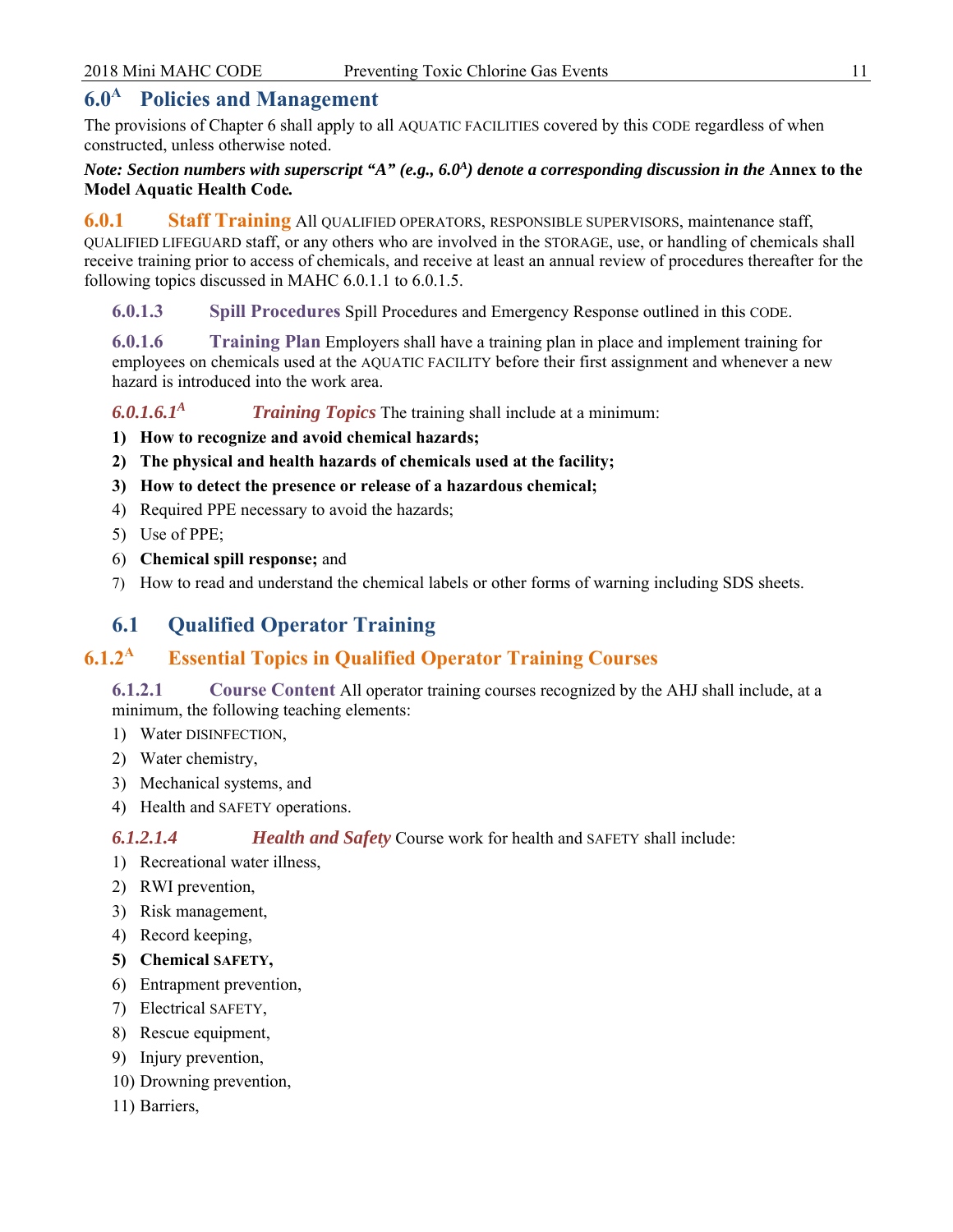## 6.0[A] Policies and Management

The provisions of Chapter 6 shall apply to all AQUATIC FACILITIES covered by this CODE regardless of when constructed, unless otherwise noted.

***Note: Section numbers with superscript "A" (e.g., 6.0[A]) denote a corresponding discussion in the* Annex to the Model Aquatic Health Code*.***

### 6.0.1 Staff Training

**6.0.1 Staff Training** All QUALIFIED OPERATORS, RESPONSIBLE SUPERVISORS, maintenance staff, QUALIFIED LIFEGUARD staff, or any others who are involved in the STORAGE, use, or handling of chemicals shall receive training prior to access of chemicals, and receive at least an annual review of procedures thereafter for the following topics discussed in MAHC 6.0.1.1 to 6.0.1.5.

**6.0.1.3 Spill Procedures** Spill Procedures and Emergency Response outlined in this CODE.

**6.0.1.6 Training Plan** Employers shall have a training plan in place and implement training for employees on chemicals used at the AQUATIC FACILITY before their first assignment and whenever a new hazard is introduced into the work area.

***6.0.1.6.1[A] Training Topics*** The training shall include at a minimum:

1) **How to recognize and avoid chemical hazards;**
2) **The physical and health hazards of chemicals used at the facility;**
3) **How to detect the presence or release of a hazardous chemical;**
4) Required PPE necessary to avoid the hazards;
5) Use of PPE;
6) **Chemical spill response;** and
7) How to read and understand the chemical labels or other forms of warning including SDS sheets.

## 6.1 Qualified Operator Training

### 6.1.2[A] Essential Topics in Qualified Operator Training Courses

**6.1.2.1 Course Content** All operator training courses recognized by the AHJ shall include, at a minimum, the following teaching elements:

1) Water DISINFECTION,
2) Water chemistry,
3) Mechanical systems, and
4) Health and SAFETY operations.

***6.1.2.1.4 Health and Safety*** Course work for health and SAFETY shall include:

1) Recreational water illness,
2) RWI prevention,
3) Risk management,
4) Record keeping,
5) **Chemical SAFETY,**
6) Entrapment prevention,
7) Electrical SAFETY,
8) Rescue equipment,
9) Injury prevention,
10) Drowning prevention,
11) Barriers,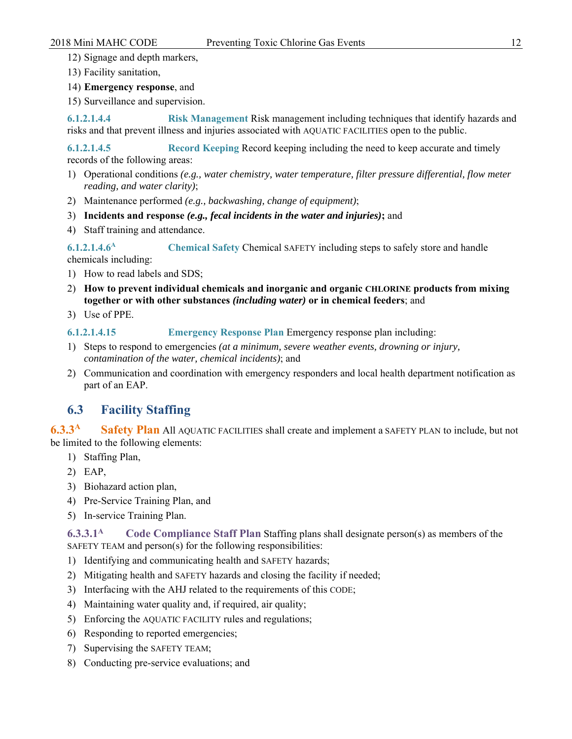12) Signage and depth markers,
13) Facility sanitation,
14) **Emergency response**, and
15) Surveillance and supervision.

**6.1.2.1.4.4** **Risk Management** Risk management including techniques that identify hazards and risks and that prevent illness and injuries associated with AQUATIC FACILITIES open to the public.

**6.1.2.1.4.5** **Record Keeping** Record keeping including the need to keep accurate and timely records of the following areas:

1) Operational conditions *(e.g., water chemistry, water temperature, filter pressure differential, flow meter reading, and water clarity)*;
2) Maintenance performed *(e.g., backwashing, change of equipment)*;
3) **Incidents and response *(e.g., fecal incidents in the water and injuries)*;** and
4) Staff training and attendance.

**6.1.2.1.4.6[A]** **Chemical Safety** Chemical SAFETY including steps to safely store and handle chemicals including:

1) How to read labels and SDS;
2) **How to prevent individual chemicals and inorganic and organic CHLORINE products from mixing together or with other substances *(including water)* or in chemical feeders**; and
3) Use of PPE.

**6.1.2.1.4.15** **Emergency Response Plan** Emergency response plan including:

1) Steps to respond to emergencies *(at a minimum, severe weather events, drowning or injury, contamination of the water, chemical incidents)*; and
2) Communication and coordination with emergency responders and local health department notification as part of an EAP.

## 6.3 Facility Staffing

**6.3.3[A]** **Safety Plan** All AQUATIC FACILITIES shall create and implement a SAFETY PLAN to include, but not be limited to the following elements:

1) Staffing Plan,
2) EAP,
3) Biohazard action plan,
4) Pre-Service Training Plan, and
5) In-service Training Plan.

**6.3.3.1[A]** **Code Compliance Staff Plan** Staffing plans shall designate person(s) as members of the SAFETY TEAM and person(s) for the following responsibilities:

1) Identifying and communicating health and SAFETY hazards;
2) Mitigating health and SAFETY hazards and closing the facility if needed;
3) Interfacing with the AHJ related to the requirements of this CODE;
4) Maintaining water quality and, if required, air quality;
5) Enforcing the AQUATIC FACILITY rules and regulations;
6) Responding to reported emergencies;
7) Supervising the SAFETY TEAM;
8) Conducting pre-service evaluations; and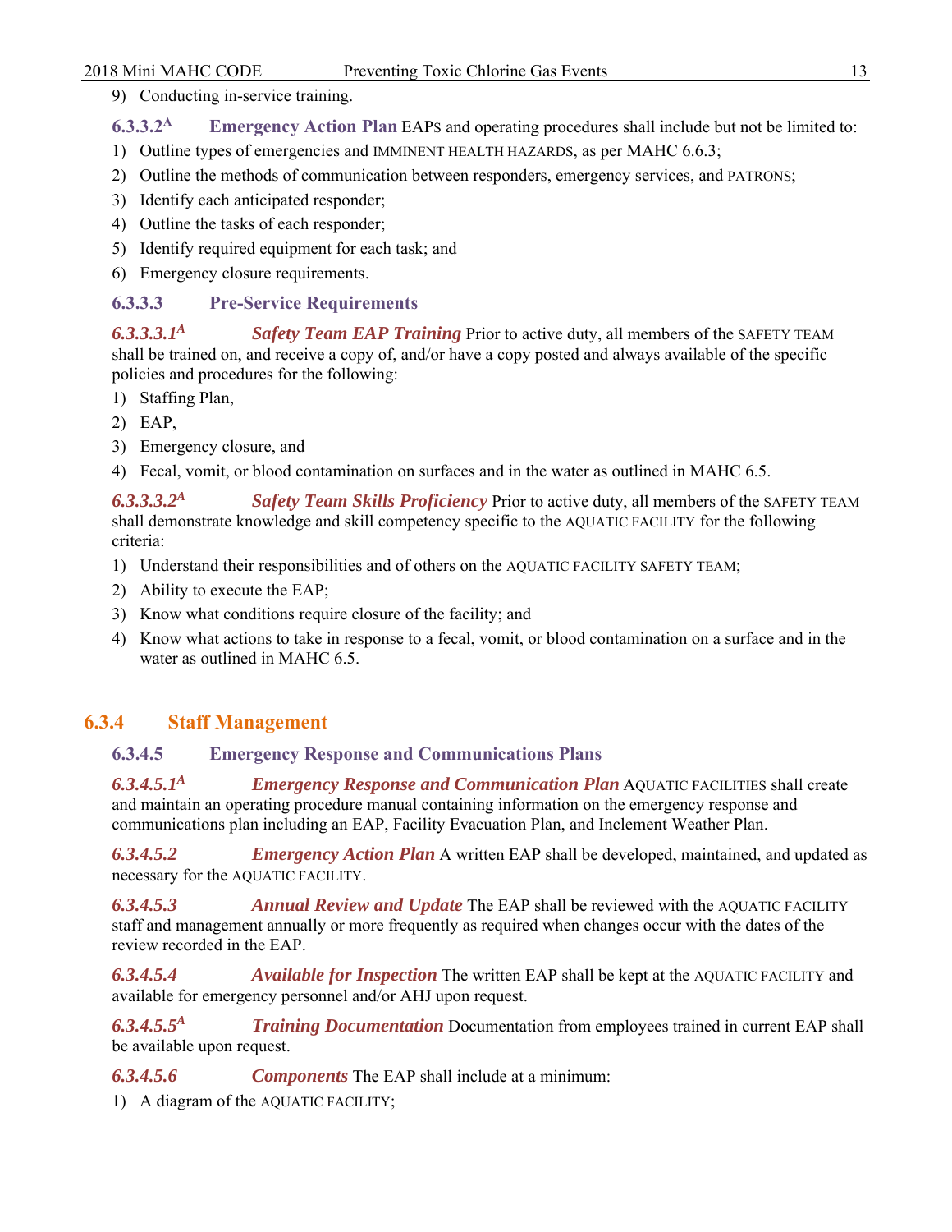9) Conducting in-service training.

### 6.3.3.2[A] Emergency Action Plan

EAPs and operating procedures shall include but not be limited to:

1) Outline types of emergencies and IMMINENT HEALTH HAZARDS, as per MAHC 6.6.3;
2) Outline the methods of communication between responders, emergency services, and PATRONS;
3) Identify each anticipated responder;
4) Outline the tasks of each responder;
5) Identify required equipment for each task; and
6) Emergency closure requirements.

### 6.3.3.3 Pre-Service Requirements

***6.3.3.3.1[A] Safety Team EAP Training*** Prior to active duty, all members of the SAFETY TEAM shall be trained on, and receive a copy of, and/or have a copy posted and always available of the specific policies and procedures for the following:

1) Staffing Plan,
2) EAP,
3) Emergency closure, and
4) Fecal, vomit, or blood contamination on surfaces and in the water as outlined in MAHC 6.5.

***6.3.3.3.2[A] Safety Team Skills Proficiency*** Prior to active duty, all members of the SAFETY TEAM shall demonstrate knowledge and skill competency specific to the AQUATIC FACILITY for the following criteria:

1) Understand their responsibilities and of others on the AQUATIC FACILITY SAFETY TEAM;
2) Ability to execute the EAP;
3) Know what conditions require closure of the facility; and
4) Know what actions to take in response to a fecal, vomit, or blood contamination on a surface and in the water as outlined in MAHC 6.5.

## 6.3.4 Staff Management

### 6.3.4.5 Emergency Response and Communications Plans

***6.3.4.5.1[A] Emergency Response and Communication Plan*** AQUATIC FACILITIES shall create and maintain an operating procedure manual containing information on the emergency response and communications plan including an EAP, Facility Evacuation Plan, and Inclement Weather Plan.

***6.3.4.5.2 Emergency Action Plan*** A written EAP shall be developed, maintained, and updated as necessary for the AQUATIC FACILITY.

***6.3.4.5.3 Annual Review and Update*** The EAP shall be reviewed with the AQUATIC FACILITY staff and management annually or more frequently as required when changes occur with the dates of the review recorded in the EAP.

***6.3.4.5.4 Available for Inspection*** The written EAP shall be kept at the AQUATIC FACILITY and available for emergency personnel and/or AHJ upon request.

***6.3.4.5.5[A] Training Documentation*** Documentation from employees trained in current EAP shall be available upon request.

***6.3.4.5.6 Components*** The EAP shall include at a minimum:

1) A diagram of the AQUATIC FACILITY;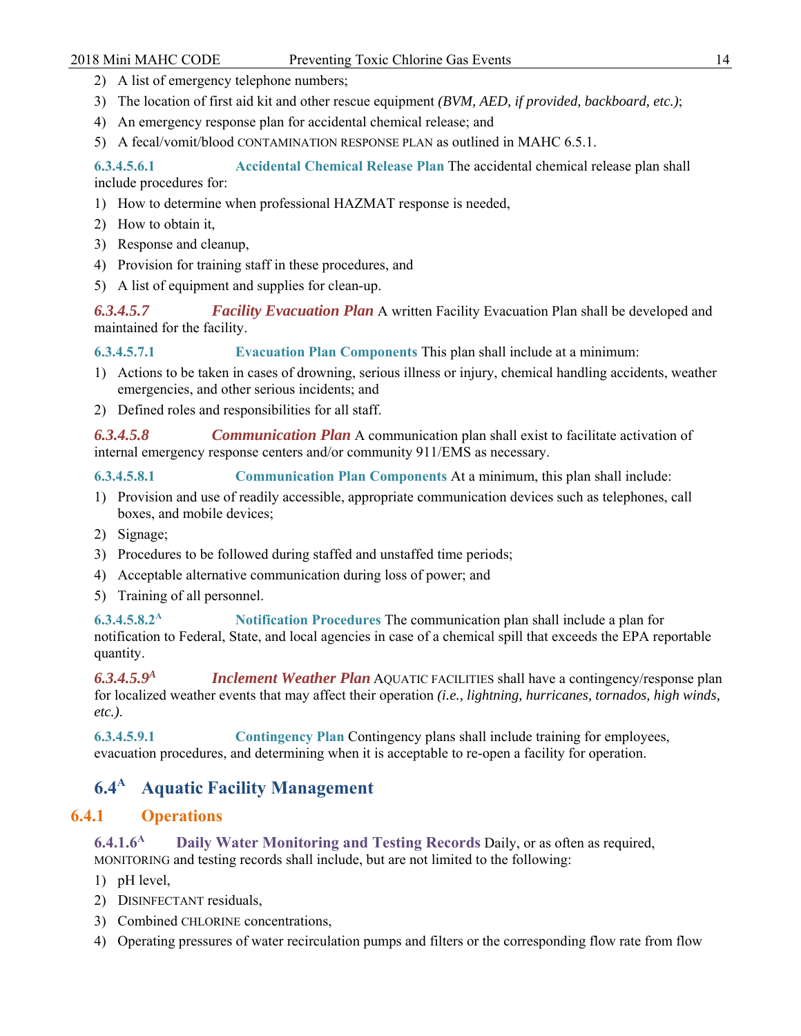2) A list of emergency telephone numbers;
3) The location of first aid kit and other rescue equipment *(BVM, AED, if provided, backboard, etc.)*;
4) An emergency response plan for accidental chemical release; and
5) A fecal/vomit/blood CONTAMINATION RESPONSE PLAN as outlined in MAHC 6.5.1.

**6.3.4.5.6.1 Accidental Chemical Release Plan** The accidental chemical release plan shall include procedures for:

1) How to determine when professional HAZMAT response is needed,
2) How to obtain it,
3) Response and cleanup,
4) Provision for training staff in these procedures, and
5) A list of equipment and supplies for clean-up.

***6.3.4.5.7 Facility Evacuation Plan*** A written Facility Evacuation Plan shall be developed and maintained for the facility.

**6.3.4.5.7.1 Evacuation Plan Components** This plan shall include at a minimum:

1) Actions to be taken in cases of drowning, serious illness or injury, chemical handling accidents, weather emergencies, and other serious incidents; and
2) Defined roles and responsibilities for all staff.

***6.3.4.5.8 Communication Plan*** A communication plan shall exist to facilitate activation of internal emergency response centers and/or community 911/EMS as necessary.

**6.3.4.5.8.1 Communication Plan Components** At a minimum, this plan shall include:

1) Provision and use of readily accessible, appropriate communication devices such as telephones, call boxes, and mobile devices;
2) Signage;
3) Procedures to be followed during staffed and unstaffed time periods;
4) Acceptable alternative communication during loss of power; and
5) Training of all personnel.

**6.3.4.5.8.2[A] Notification Procedures** The communication plan shall include a plan for notification to Federal, State, and local agencies in case of a chemical spill that exceeds the EPA reportable quantity.

***6.3.4.5.9[A] Inclement Weather Plan*** AQUATIC FACILITIES shall have a contingency/response plan for localized weather events that may affect their operation *(i.e., lightning, hurricanes, tornados, high winds, etc.)*.

**6.3.4.5.9.1 Contingency Plan** Contingency plans shall include training for employees, evacuation procedures, and determining when it is acceptable to re-open a facility for operation.

## 6.4[A] Aquatic Facility Management

### 6.4.1 Operations

**6.4.1.6[A] Daily Water Monitoring and Testing Records** Daily, or as often as required, MONITORING and testing records shall include, but are not limited to the following:

1) pH level,
2) DISINFECTANT residuals,
3) Combined CHLORINE concentrations,
4) Operating pressures of water recirculation pumps and filters or the corresponding flow rate from flow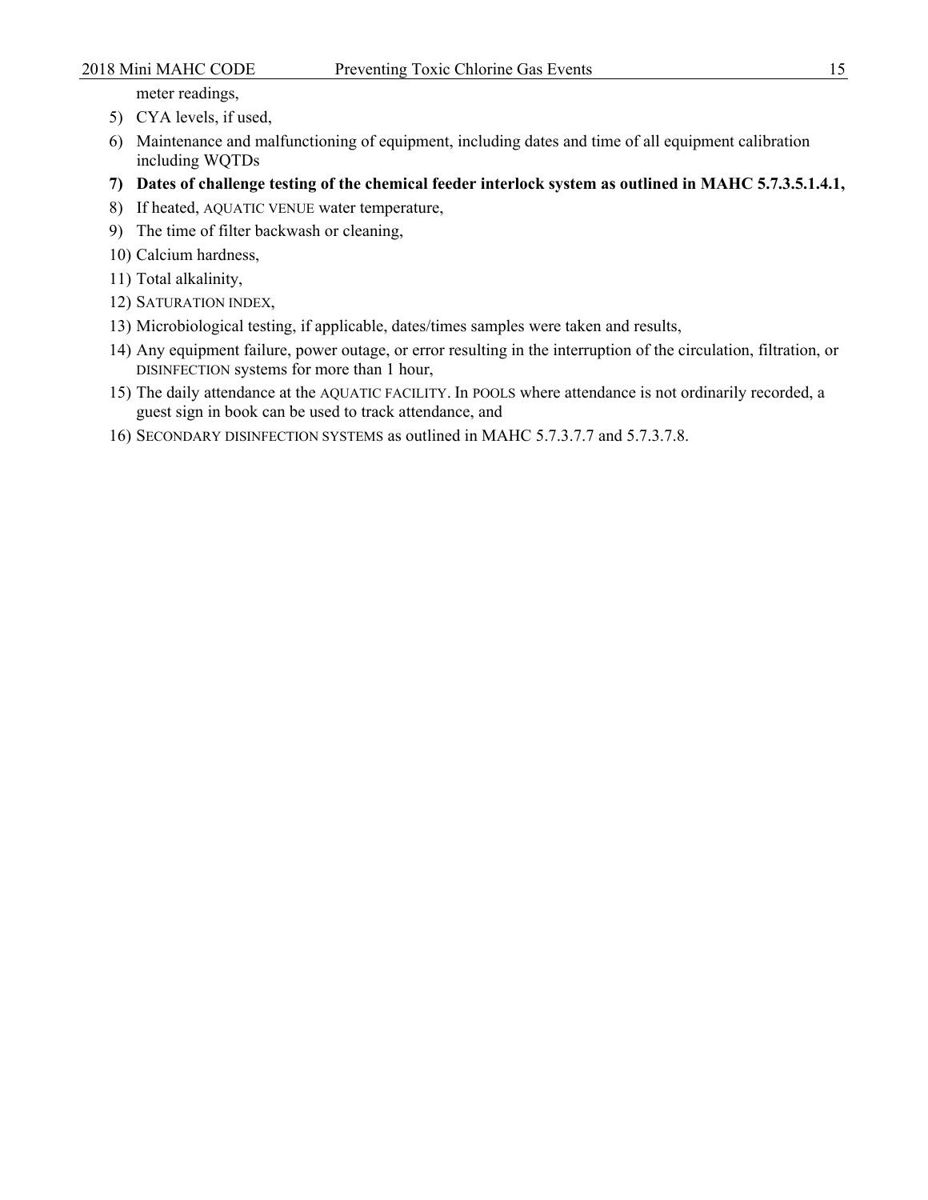meter readings,

5) CYA levels, if used,
6) Maintenance and malfunctioning of equipment, including dates and time of all equipment calibration including WQTDs
7) **Dates of challenge testing of the chemical feeder interlock system as outlined in MAHC 5.7.3.5.1.4.1,**
8) If heated, AQUATIC VENUE water temperature,
9) The time of filter backwash or cleaning,
10) Calcium hardness,
11) Total alkalinity,
12) SATURATION INDEX,
13) Microbiological testing, if applicable, dates/times samples were taken and results,
14) Any equipment failure, power outage, or error resulting in the interruption of the circulation, filtration, or DISINFECTION systems for more than 1 hour,
15) The daily attendance at the AQUATIC FACILITY. In POOLS where attendance is not ordinarily recorded, a guest sign in book can be used to track attendance, and
16) SECONDARY DISINFECTION SYSTEMS as outlined in MAHC 5.7.3.7.7 and 5.7.3.7.8.